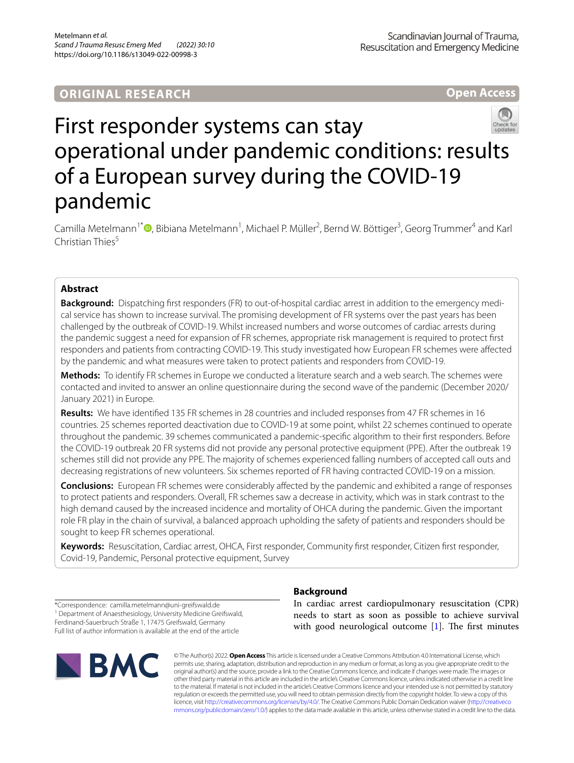ORIGINAL RESEARCH

Open Access

# First responder systems can stay operational under pandemic conditions: results of a European survey during the COVID-19 pandemic

Camilla Metelmann[1*], Bibiana Metelmann[1], Michael P. Müller[2], Bernd W. Böttiger[3], Georg Trummer[4] and Karl Christian Thies[5]

## Abstract

**Background:** Dispatching first responders (FR) to out-of-hospital cardiac arrest in addition to the emergency medical service has shown to increase survival. The promising development of FR systems over the past years has been challenged by the outbreak of COVID-19. Whilst increased numbers and worse outcomes of cardiac arrests during the pandemic suggest a need for expansion of FR schemes, appropriate risk management is required to protect first responders and patients from contracting COVID-19. This study investigated how European FR schemes were affected by the pandemic and what measures were taken to protect patients and responders from COVID-19.

**Methods:** To identify FR schemes in Europe we conducted a literature search and a web search. The schemes were contacted and invited to answer an online questionnaire during the second wave of the pandemic (December 2020/January 2021) in Europe.

**Results:** We have identified 135 FR schemes in 28 countries and included responses from 47 FR schemes in 16 countries. 25 schemes reported deactivation due to COVID-19 at some point, whilst 22 schemes continued to operate throughout the pandemic. 39 schemes communicated a pandemic-specific algorithm to their first responders. Before the COVID-19 outbreak 20 FR systems did not provide any personal protective equipment (PPE). After the outbreak 19 schemes still did not provide any PPE. The majority of schemes experienced falling numbers of accepted call outs and decreasing registrations of new volunteers. Six schemes reported of FR having contracted COVID-19 on a mission.

**Conclusions:** European FR schemes were considerably affected by the pandemic and exhibited a range of responses to protect patients and responders. Overall, FR schemes saw a decrease in activity, which was in stark contrast to the high demand caused by the increased incidence and mortality of OHCA during the pandemic. Given the important role FR play in the chain of survival, a balanced approach upholding the safety of patients and responders should be sought to keep FR schemes operational.

**Keywords:** Resuscitation, Cardiac arrest, OHCA, First responder, Community first responder, Citizen first responder, Covid-19, Pandemic, Personal protective equipment, Survey

*Correspondence: camilla.metelmann@uni-greifswald.de
[1] Department of Anaesthesiology, University Medicine Greifswald, Ferdinand-Sauerbruch Straße 1, 17475 Greifswald, Germany
Full list of author information is available at the end of the article

## Background

In cardiac arrest cardiopulmonary resuscitation (CPR) needs to start as soon as possible to achieve survival with good neurological outcome [1]. The first minutes

© The Author(s) 2022. **Open Access** This article is licensed under a Creative Commons Attribution 4.0 International License, which permits use, sharing, adaptation, distribution and reproduction in any medium or format, as long as you give appropriate credit to the original author(s) and the source, provide a link to the Creative Commons licence, and indicate if changes were made. The images or other third party material in this article are included in the article's Creative Commons licence, unless indicated otherwise in a credit line to the material. If material is not included in the article's Creative Commons licence and your intended use is not permitted by statutory regulation or exceeds the permitted use, you will need to obtain permission directly from the copyright holder. To view a copy of this licence, visit http://creativecommons.org/licenses/by/4.0/. The Creative Commons Public Domain Dedication waiver (http://creativecommons.org/publicdomain/zero/1.0/) applies to the data made available in this article, unless otherwise stated in a credit line to the data.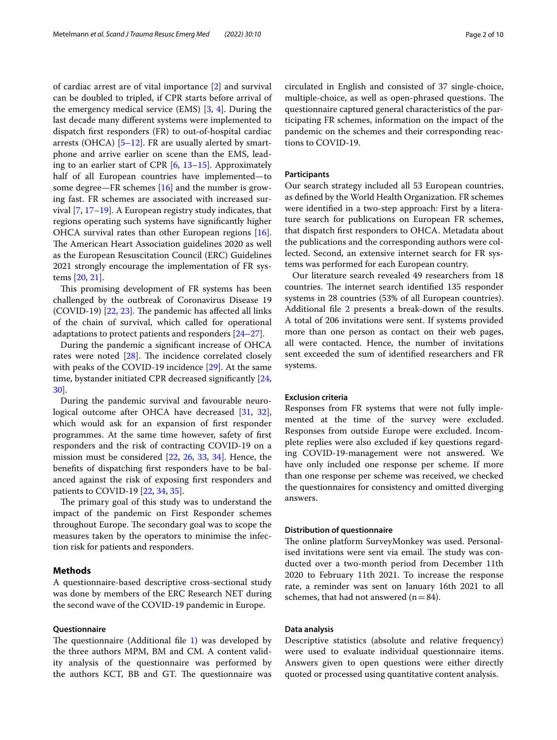of cardiac arrest are of vital importance [2] and survival can be doubled to tripled, if CPR starts before arrival of the emergency medical service (EMS) [3, 4]. During the last decade many different systems were implemented to dispatch first responders (FR) to out-of-hospital cardiac arrests (OHCA) [5–12]. FR are usually alerted by smartphone and arrive earlier on scene than the EMS, leading to an earlier start of CPR [6, 13–15]. Approximately half of all European countries have implemented—to some degree—FR schemes [16] and the number is growing fast. FR schemes are associated with increased survival [7, 17–19]. A European registry study indicates, that regions operating such systems have significantly higher OHCA survival rates than other European regions [16]. The American Heart Association guidelines 2020 as well as the European Resuscitation Council (ERC) Guidelines 2021 strongly encourage the implementation of FR systems [20, 21].

This promising development of FR systems has been challenged by the outbreak of Coronavirus Disease 19 (COVID-19) [22, 23]. The pandemic has affected all links of the chain of survival, which called for operational adaptations to protect patients and responders [24–27].

During the pandemic a significant increase of OHCA rates were noted [28]. The incidence correlated closely with peaks of the COVID-19 incidence [29]. At the same time, bystander initiated CPR decreased significantly [24, 30].

During the pandemic survival and favourable neurological outcome after OHCA have decreased [31, 32], which would ask for an expansion of first responder programmes. At the same time however, safety of first responders and the risk of contracting COVID-19 on a mission must be considered [22, 26, 33, 34]. Hence, the benefits of dispatching first responders have to be balanced against the risk of exposing first responders and patients to COVID-19 [22, 34, 35].

The primary goal of this study was to understand the impact of the pandemic on First Responder schemes throughout Europe. The secondary goal was to scope the measures taken by the operators to minimise the infection risk for patients and responders.

## Methods

A questionnaire-based descriptive cross-sectional study was done by members of the ERC Research NET during the second wave of the COVID-19 pandemic in Europe.

### Questionnaire

The questionnaire (Additional file 1) was developed by the three authors MPM, BM and CM. A content validity analysis of the questionnaire was performed by the authors KCT, BB and GT. The questionnaire was circulated in English and consisted of 37 single-choice, multiple-choice, as well as open-phrased questions. The questionnaire captured general characteristics of the participating FR schemes, information on the impact of the pandemic on the schemes and their corresponding reactions to COVID-19.

### Participants

Our search strategy included all 53 European countries, as defined by the World Health Organization. FR schemes were identified in a two-step approach: First by a literature search for publications on European FR schemes, that dispatch first responders to OHCA. Metadata about the publications and the corresponding authors were collected. Second, an extensive internet search for FR systems was performed for each European country.

Our literature search revealed 49 researchers from 18 countries. The internet search identified 135 responder systems in 28 countries (53% of all European countries). Additional file 2 presents a break-down of the results. A total of 206 invitations were sent. If systems provided more than one person as contact on their web pages, all were contacted. Hence, the number of invitations sent exceeded the sum of identified researchers and FR systems.

### Exclusion criteria

Responses from FR systems that were not fully implemented at the time of the survey were excluded. Responses from outside Europe were excluded. Incomplete replies were also excluded if key questions regarding COVID-19-management were not answered. We have only included one response per scheme. If more than one response per scheme was received, we checked the questionnaires for consistency and omitted diverging answers.

### Distribution of questionnaire

The online platform SurveyMonkey was used. Personalised invitations were sent via email. The study was conducted over a two-month period from December 11th 2020 to February 11th 2021. To increase the response rate, a reminder was sent on January 16th 2021 to all schemes, that had not answered (n = 84).

### Data analysis

Descriptive statistics (absolute and relative frequency) were used to evaluate individual questionnaire items. Answers given to open questions were either directly quoted or processed using quantitative content analysis.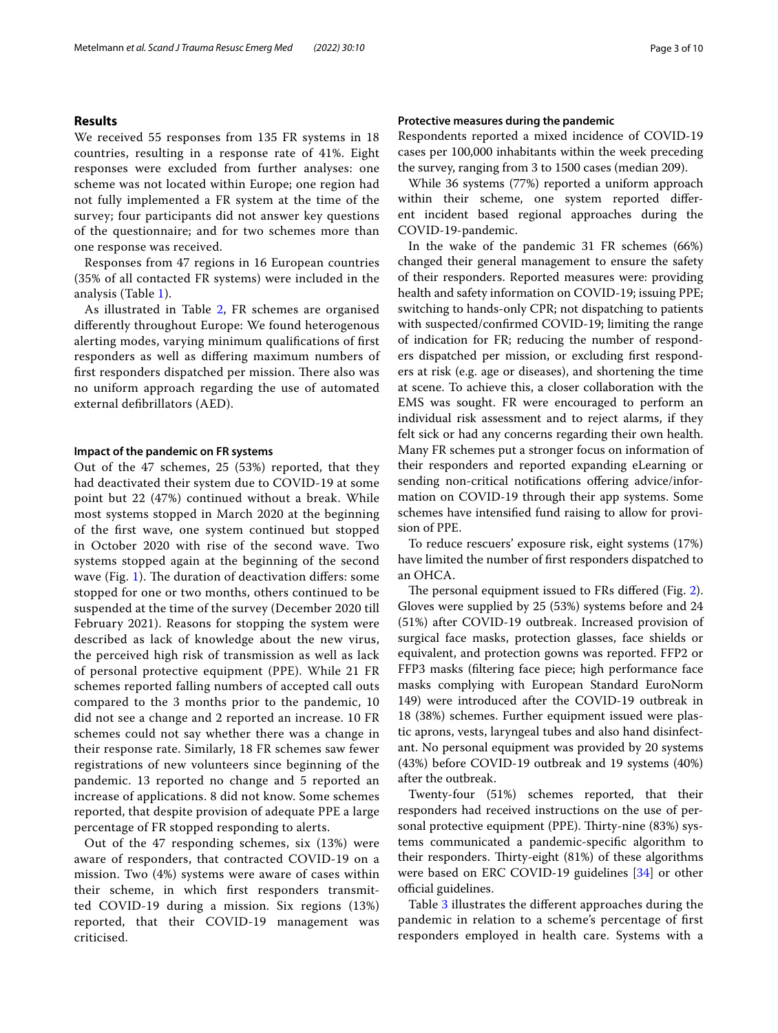## Results

We received 55 responses from 135 FR systems in 18 countries, resulting in a response rate of 41%. Eight responses were excluded from further analyses: one scheme was not located within Europe; one region had not fully implemented a FR system at the time of the survey; four participants did not answer key questions of the questionnaire; and for two schemes more than one response was received.

Responses from 47 regions in 16 European countries (35% of all contacted FR systems) were included in the analysis (Table 1).

As illustrated in Table 2, FR schemes are organised differently throughout Europe: We found heterogenous alerting modes, varying minimum qualifications of first responders as well as differing maximum numbers of first responders dispatched per mission. There also was no uniform approach regarding the use of automated external defibrillators (AED).

### Impact of the pandemic on FR systems

Out of the 47 schemes, 25 (53%) reported, that they had deactivated their system due to COVID-19 at some point but 22 (47%) continued without a break. While most systems stopped in March 2020 at the beginning of the first wave, one system continued but stopped in October 2020 with rise of the second wave. Two systems stopped again at the beginning of the second wave (Fig. 1). The duration of deactivation differs: some stopped for one or two months, others continued to be suspended at the time of the survey (December 2020 till February 2021). Reasons for stopping the system were described as lack of knowledge about the new virus, the perceived high risk of transmission as well as lack of personal protective equipment (PPE). While 21 FR schemes reported falling numbers of accepted call outs compared to the 3 months prior to the pandemic, 10 did not see a change and 2 reported an increase. 10 FR schemes could not say whether there was a change in their response rate. Similarly, 18 FR schemes saw fewer registrations of new volunteers since beginning of the pandemic. 13 reported no change and 5 reported an increase of applications. 8 did not know. Some schemes reported, that despite provision of adequate PPE a large percentage of FR stopped responding to alerts.

Out of the 47 responding schemes, six (13%) were aware of responders, that contracted COVID-19 on a mission. Two (4%) systems were aware of cases within their scheme, in which first responders transmitted COVID-19 during a mission. Six regions (13%) reported, that their COVID-19 management was criticised.

### Protective measures during the pandemic

Respondents reported a mixed incidence of COVID-19 cases per 100,000 inhabitants within the week preceding the survey, ranging from 3 to 1500 cases (median 209).

While 36 systems (77%) reported a uniform approach within their scheme, one system reported different incident based regional approaches during the COVID-19-pandemic.

In the wake of the pandemic 31 FR schemes (66%) changed their general management to ensure the safety of their responders. Reported measures were: providing health and safety information on COVID-19; issuing PPE; switching to hands-only CPR; not dispatching to patients with suspected/confirmed COVID-19; limiting the range of indication for FR; reducing the number of responders dispatched per mission, or excluding first responders at risk (e.g. age or diseases), and shortening the time at scene. To achieve this, a closer collaboration with the EMS was sought. FR were encouraged to perform an individual risk assessment and to reject alarms, if they felt sick or had any concerns regarding their own health. Many FR schemes put a stronger focus on information of their responders and reported expanding eLearning or sending non-critical notifications offering advice/information on COVID-19 through their app systems. Some schemes have intensified fund raising to allow for provision of PPE.

To reduce rescuers' exposure risk, eight systems (17%) have limited the number of first responders dispatched to an OHCA.

The personal equipment issued to FRs differed (Fig. 2). Gloves were supplied by 25 (53%) systems before and 24 (51%) after COVID-19 outbreak. Increased provision of surgical face masks, protection glasses, face shields or equivalent, and protection gowns was reported. FFP2 or FFP3 masks (filtering face piece; high performance face masks complying with European Standard EuroNorm 149) were introduced after the COVID-19 outbreak in 18 (38%) schemes. Further equipment issued were plastic aprons, vests, laryngeal tubes and also hand disinfectant. No personal equipment was provided by 20 systems (43%) before COVID-19 outbreak and 19 systems (40%) after the outbreak.

Twenty-four (51%) schemes reported, that their responders had received instructions on the use of personal protective equipment (PPE). Thirty-nine (83%) systems communicated a pandemic-specific algorithm to their responders. Thirty-eight (81%) of these algorithms were based on ERC COVID-19 guidelines [34] or other official guidelines.

Table 3 illustrates the different approaches during the pandemic in relation to a scheme's percentage of first responders employed in health care. Systems with a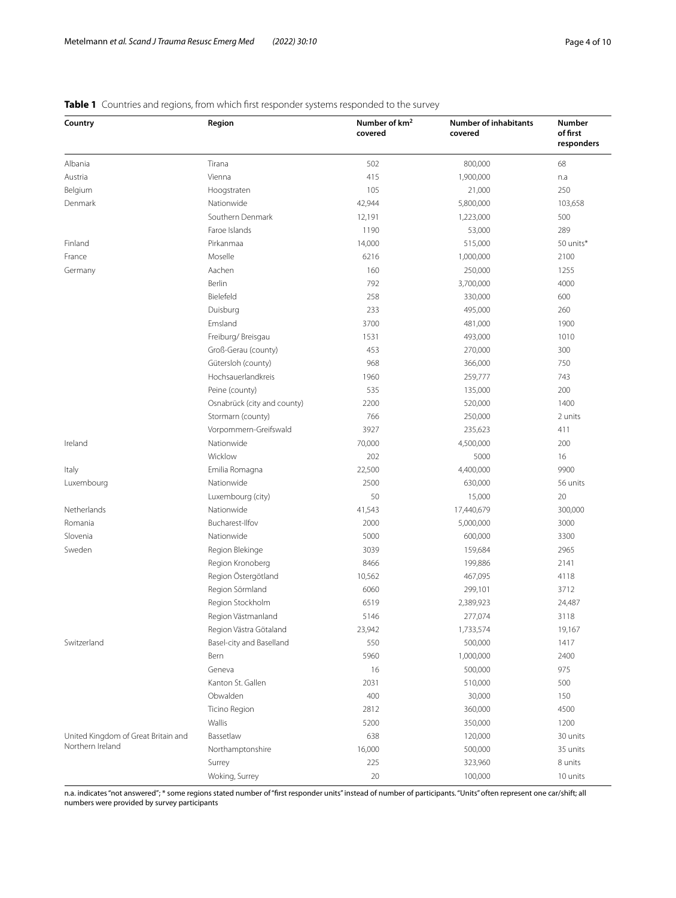**Table 1** Countries and regions, from which first responder systems responded to the survey

| Country | Region | Number of km$^2$ covered | Number of inhabitants covered | Number of first responders |
|---|---|---|---|---|
| Albania | Tirana | 502 | 800,000 | 68 |
| Austria | Vienna | 415 | 1,900,000 | n.a |
| Belgium | Hoogstraten | 105 | 21,000 | 250 |
| Denmark | Nationwide | 42,944 | 5,800,000 | 103,658 |
| | Southern Denmark | 12,191 | 1,223,000 | 500 |
| | Faroe Islands | 1190 | 53,000 | 289 |
| Finland | Pirkanmaa | 14,000 | 515,000 | 50 units* |
| France | Moselle | 6216 | 1,000,000 | 2100 |
| Germany | Aachen | 160 | 250,000 | 1255 |
| | Berlin | 792 | 3,700,000 | 4000 |
| | Bielefeld | 258 | 330,000 | 600 |
| | Duisburg | 233 | 495,000 | 260 |
| | Emsland | 3700 | 481,000 | 1900 |
| | Freiburg/ Breisgau | 1531 | 493,000 | 1010 |
| | Groß-Gerau (county) | 453 | 270,000 | 300 |
| | Gütersloh (county) | 968 | 366,000 | 750 |
| | Hochsauerlandkreis | 1960 | 259,777 | 743 |
| | Peine (county) | 535 | 135,000 | 200 |
| | Osnabrück (city and county) | 2200 | 520,000 | 1400 |
| | Stormarn (county) | 766 | 250,000 | 2 units |
| | Vorpommern-Greifswald | 3927 | 235,623 | 411 |
| Ireland | Nationwide | 70,000 | 4,500,000 | 200 |
| | Wicklow | 202 | 5000 | 16 |
| Italy | Emilia Romagna | 22,500 | 4,400,000 | 9900 |
| Luxembourg | Nationwide | 2500 | 630,000 | 56 units |
| | Luxembourg (city) | 50 | 15,000 | 20 |
| Netherlands | Nationwide | 41,543 | 17,440,679 | 300,000 |
| Romania | Bucharest-Ilfov | 2000 | 5,000,000 | 3000 |
| Slovenia | Nationwide | 5000 | 600,000 | 3300 |
| Sweden | Region Blekinge | 3039 | 159,684 | 2965 |
| | Region Kronoberg | 8466 | 199,886 | 2141 |
| | Region Östergötland | 10,562 | 467,095 | 4118 |
| | Region Sörmland | 6060 | 299,101 | 3712 |
| | Region Stockholm | 6519 | 2,389,923 | 24,487 |
| | Region Västmanland | 5146 | 277,074 | 3118 |
| | Region Västra Götaland | 23,942 | 1,733,574 | 19,167 |
| Switzerland | Basel-city and Baselland | 550 | 500,000 | 1417 |
| | Bern | 5960 | 1,000,000 | 2400 |
| | Geneva | 16 | 500,000 | 975 |
| | Kanton St. Gallen | 2031 | 510,000 | 500 |
| | Obwalden | 400 | 30,000 | 150 |
| | Ticino Region | 2812 | 360,000 | 4500 |
| | Wallis | 5200 | 350,000 | 1200 |
| United Kingdom of Great Britain and Northern Ireland | Bassetlaw | 638 | 120,000 | 30 units |
| | Northamptonshire | 16,000 | 500,000 | 35 units |
| | Surrey | 225 | 323,960 | 8 units |
| | Woking, Surrey | 20 | 100,000 | 10 units |

n.a. indicates "not answered"; * some regions stated number of "first responder units" instead of number of participants. "Units" often represent one car/shift; all numbers were provided by survey participants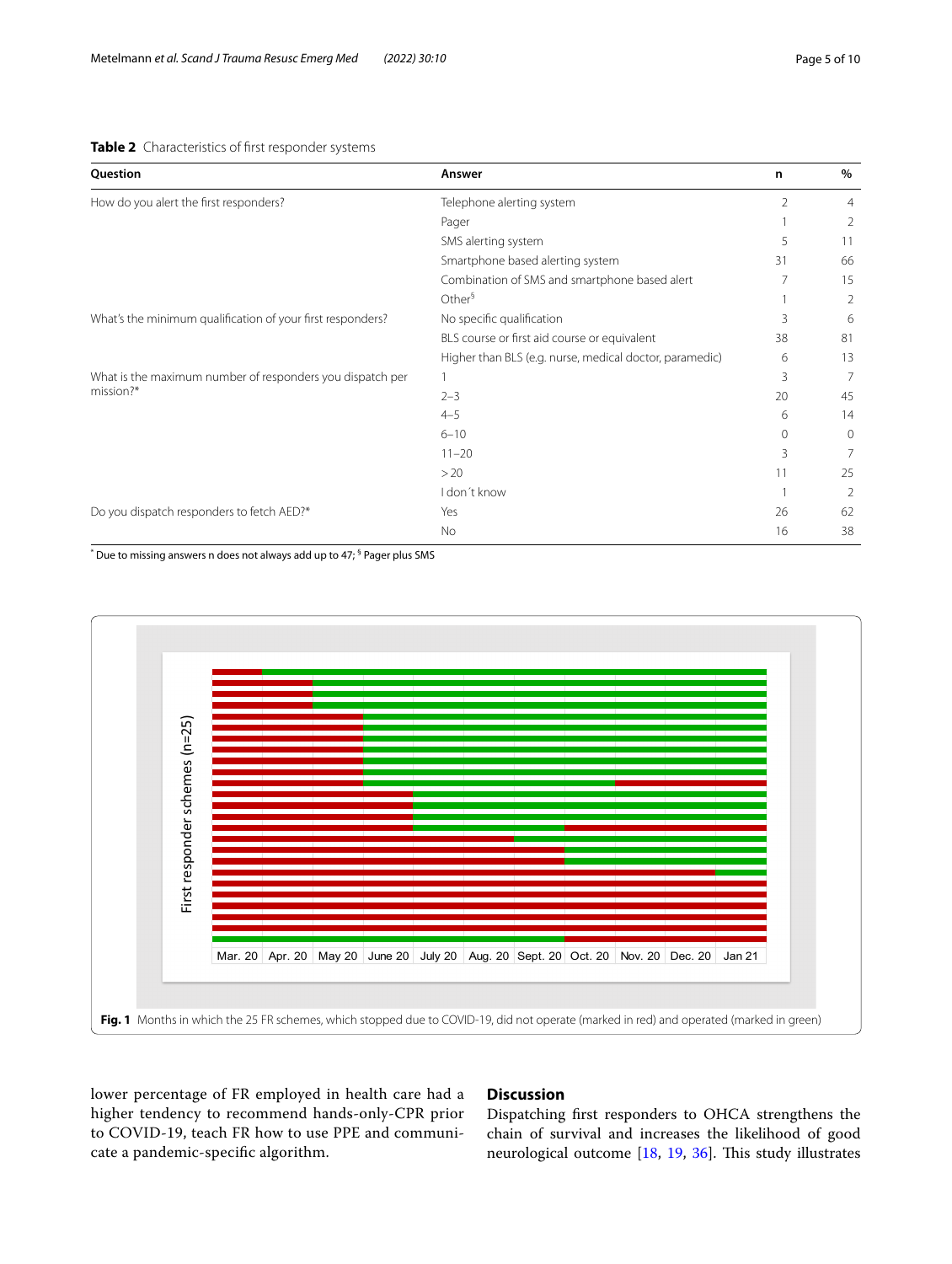**Table 2** Characteristics of first responder systems

| Question | Answer | n | % |
|---|---|---|---|
| How do you alert the first responders? | Telephone alerting system | 2 | 4 |
| | Pager | 1 | 2 |
| | SMS alerting system | 5 | 11 |
| | Smartphone based alerting system | 31 | 66 |
| | Combination of SMS and smartphone based alert | 7 | 15 |
| | Other[§] | 1 | 2 |
| What's the minimum qualification of your first responders? | No specific qualification | 3 | 6 |
| | BLS course or first aid course or equivalent | 38 | 81 |
| | Higher than BLS (e.g. nurse, medical doctor, paramedic) | 6 | 13 |
| What is the maximum number of responders you dispatch per mission?* | 1 | 3 | 7 |
| | 2–3 | 20 | 45 |
| | 4–5 | 6 | 14 |
| | 6–10 | 0 | 0 |
| | 11–20 | 3 | 7 |
| | > 20 | 11 | 25 |
| | I don´t know | 1 | 2 |
| Do you dispatch responders to fetch AED?* | Yes | 26 | 62 |
| | No | 16 | 38 |

* Due to missing answers n does not always add up to 47; [§] Pager plus SMS

**Fig. 1** Months in which the 25 FR schemes, which stopped due to COVID-19, did not operate (marked in red) and operated (marked in green)

lower percentage of FR employed in health care had a higher tendency to recommend hands-only-CPR prior to COVID-19, teach FR how to use PPE and communicate a pandemic-specific algorithm.

## Discussion

Dispatching first responders to OHCA strengthens the chain of survival and increases the likelihood of good neurological outcome [18, 19, 36]. This study illustrates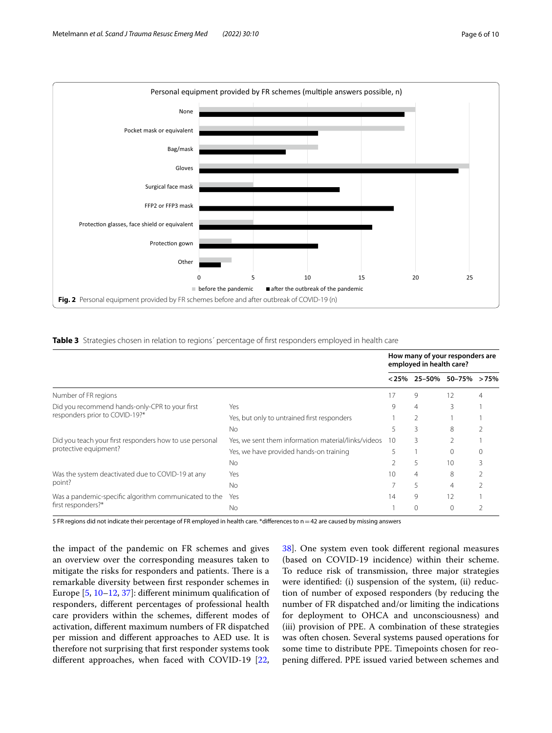Personal equipment provided by FR schemes (multiple answers possible, n)

**Fig. 2** Personal equipment provided by FR schemes before and after outbreak of COVID-19 (n)

**Table 3** Strategies chosen in relation to regions´ percentage of first responders employed in health care

| | | How many of your responders are employed in health care? | | | |
|---|---|---|---|---|---|
| | | < 25% | 25–50% | 50–75% | > 75% |
| Number of FR regions | | 17 | 9 | 12 | 4 |
| Did you recommend hands-only-CPR to your first responders prior to COVID-19?* | Yes | 9 | 4 | 3 | 1 |
| | Yes, but only to untrained first responders | 1 | 2 | 1 | 1 |
| | No | 5 | 3 | 8 | 2 |
| Did you teach your first responders how to use personal protective equipment? | Yes, we sent them information material/links/videos | 10 | 3 | 2 | 1 |
| | Yes, we have provided hands-on training | 5 | 1 | 0 | 0 |
| | No | 2 | 5 | 10 | 3 |
| Was the system deactivated due to COVID-19 at any point? | Yes | 10 | 4 | 8 | 2 |
| | No | 7 | 5 | 4 | 2 |
| Was a pandemic-specific algorithm communicated to the first responders?* | Yes | 14 | 9 | 12 | 1 |
| | No | 1 | 0 | 0 | 2 |

5 FR regions did not indicate their percentage of FR employed in health care. *differences to n = 42 are caused by missing answers

the impact of the pandemic on FR schemes and gives an overview over the corresponding measures taken to mitigate the risks for responders and patients. There is a remarkable diversity between first responder schemes in Europe [5, 10–12, 37]: different minimum qualification of responders, different percentages of professional health care providers within the schemes, different modes of activation, different maximum numbers of FR dispatched per mission and different approaches to AED use. It is therefore not surprising that first responder systems took different approaches, when faced with COVID-19 [22, 38]. One system even took different regional measures (based on COVID-19 incidence) within their scheme. To reduce risk of transmission, three major strategies were identified: (i) suspension of the system, (ii) reduction of number of exposed responders (by reducing the number of FR dispatched and/or limiting the indications for deployment to OHCA and unconsciousness) and (iii) provision of PPE. A combination of these strategies was often chosen. Several systems paused operations for some time to distribute PPE. Timepoints chosen for reopening differed. PPE issued varied between schemes and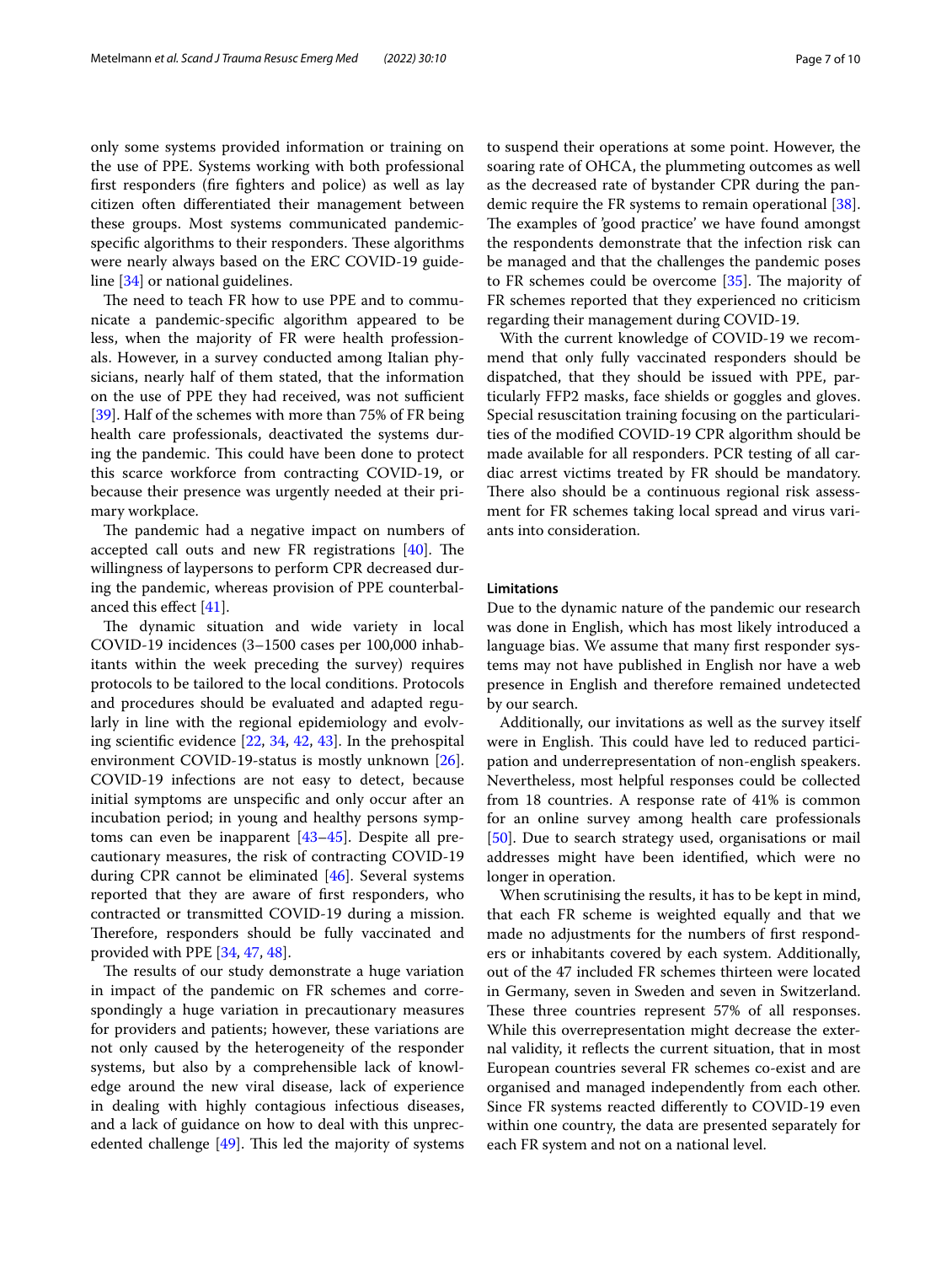only some systems provided information or training on the use of PPE. Systems working with both professional first responders (fire fighters and police) as well as lay citizen often differentiated their management between these groups. Most systems communicated pandemic-specific algorithms to their responders. These algorithms were nearly always based on the ERC COVID-19 guideline [34] or national guidelines.

The need to teach FR how to use PPE and to communicate a pandemic-specific algorithm appeared to be less, when the majority of FR were health professionals. However, in a survey conducted among Italian physicians, nearly half of them stated, that the information on the use of PPE they had received, was not sufficient [39]. Half of the schemes with more than 75% of FR being health care professionals, deactivated the systems during the pandemic. This could have been done to protect this scarce workforce from contracting COVID-19, or because their presence was urgently needed at their primary workplace.

The pandemic had a negative impact on numbers of accepted call outs and new FR registrations [40]. The willingness of laypersons to perform CPR decreased during the pandemic, whereas provision of PPE counterbalanced this effect [41].

The dynamic situation and wide variety in local COVID-19 incidences (3–1500 cases per 100,000 inhabitants within the week preceding the survey) requires protocols to be tailored to the local conditions. Protocols and procedures should be evaluated and adapted regularly in line with the regional epidemiology and evolving scientific evidence [22, 34, 42, 43]. In the prehospital environment COVID-19-status is mostly unknown [26]. COVID-19 infections are not easy to detect, because initial symptoms are unspecific and only occur after an incubation period; in young and healthy persons symptoms can even be inapparent [43–45]. Despite all precautionary measures, the risk of contracting COVID-19 during CPR cannot be eliminated [46]. Several systems reported that they are aware of first responders, who contracted or transmitted COVID-19 during a mission. Therefore, responders should be fully vaccinated and provided with PPE [34, 47, 48].

The results of our study demonstrate a huge variation in impact of the pandemic on FR schemes and correspondingly a huge variation in precautionary measures for providers and patients; however, these variations are not only caused by the heterogeneity of the responder systems, but also by a comprehensible lack of knowledge around the new viral disease, lack of experience in dealing with highly contagious infectious diseases, and a lack of guidance on how to deal with this unprecedented challenge [49]. This led the majority of systems to suspend their operations at some point. However, the soaring rate of OHCA, the plummeting outcomes as well as the decreased rate of bystander CPR during the pandemic require the FR systems to remain operational [38]. The examples of 'good practice' we have found amongst the respondents demonstrate that the infection risk can be managed and that the challenges the pandemic poses to FR schemes could be overcome [35]. The majority of FR schemes reported that they experienced no criticism regarding their management during COVID-19.

With the current knowledge of COVID-19 we recommend that only fully vaccinated responders should be dispatched, that they should be issued with PPE, particularly FFP2 masks, face shields or goggles and gloves. Special resuscitation training focusing on the particularities of the modified COVID-19 CPR algorithm should be made available for all responders. PCR testing of all cardiac arrest victims treated by FR should be mandatory. There also should be a continuous regional risk assessment for FR schemes taking local spread and virus variants into consideration.

### Limitations

Due to the dynamic nature of the pandemic our research was done in English, which has most likely introduced a language bias. We assume that many first responder systems may not have published in English nor have a web presence in English and therefore remained undetected by our search.

Additionally, our invitations as well as the survey itself were in English. This could have led to reduced participation and underrepresentation of non-english speakers. Nevertheless, most helpful responses could be collected from 18 countries. A response rate of 41% is common for an online survey among health care professionals [50]. Due to search strategy used, organisations or mail addresses might have been identified, which were no longer in operation.

When scrutinising the results, it has to be kept in mind, that each FR scheme is weighted equally and that we made no adjustments for the numbers of first responders or inhabitants covered by each system. Additionally, out of the 47 included FR schemes thirteen were located in Germany, seven in Sweden and seven in Switzerland. These three countries represent 57% of all responses. While this overrepresentation might decrease the external validity, it reflects the current situation, that in most European countries several FR schemes co-exist and are organised and managed independently from each other. Since FR systems reacted differently to COVID-19 even within one country, the data are presented separately for each FR system and not on a national level.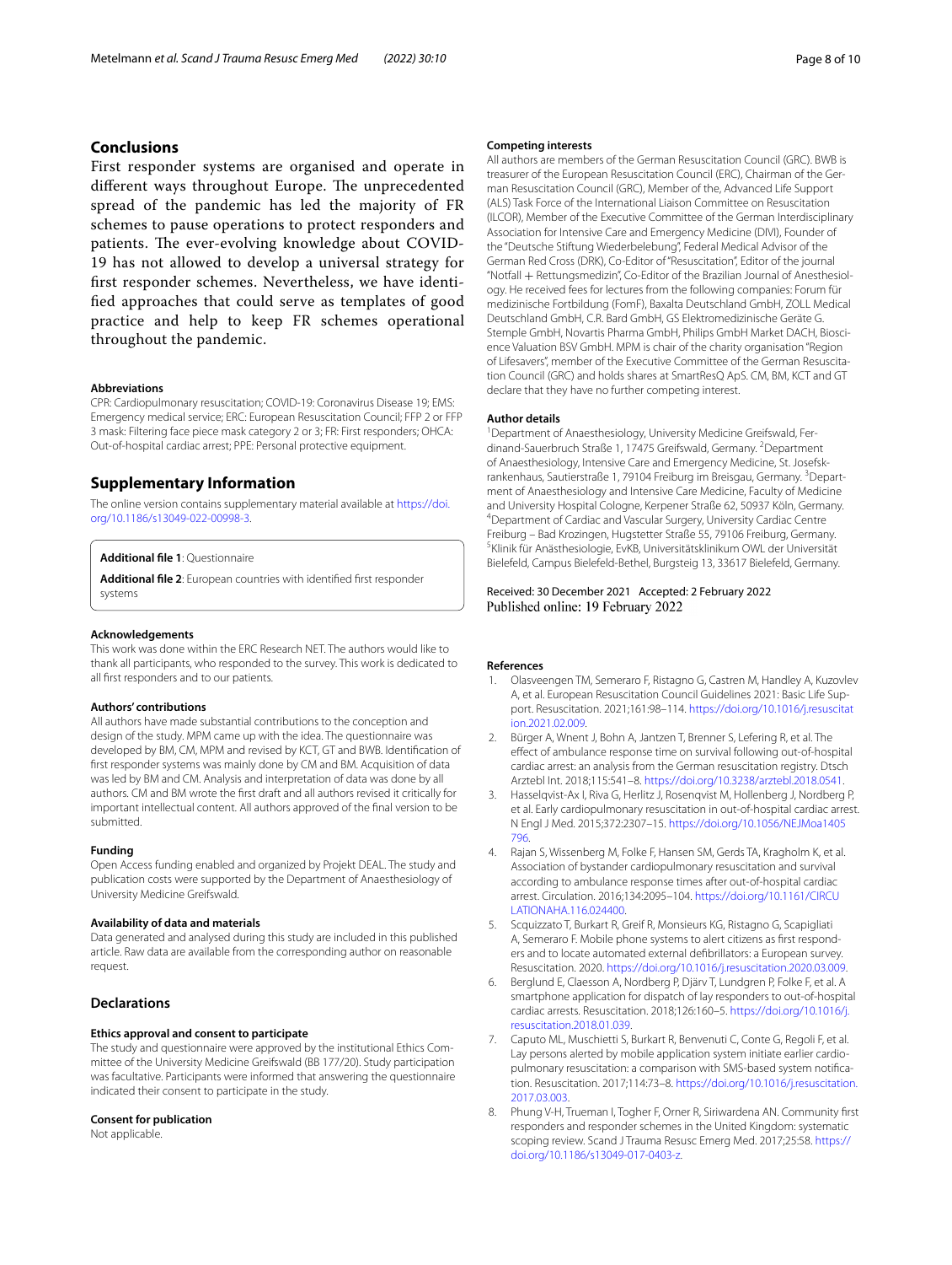## Conclusions

First responder systems are organised and operate in different ways throughout Europe. The unprecedented spread of the pandemic has led the majority of FR schemes to pause operations to protect responders and patients. The ever-evolving knowledge about COVID-19 has not allowed to develop a universal strategy for first responder schemes. Nevertheless, we have identified approaches that could serve as templates of good practice and help to keep FR schemes operational throughout the pandemic.

#### Abbreviations

CPR: Cardiopulmonary resuscitation; COVID-19: Coronavirus Disease 19; EMS: Emergency medical service; ERC: European Resuscitation Council; FFP 2 or FFP 3 mask: Filtering face piece mask category 2 or 3; FR: First responders; OHCA: Out-of-hospital cardiac arrest; PPE: Personal protective equipment.

## Supplementary Information

The online version contains supplementary material available at https://doi.org/10.1186/s13049-022-00998-3.

**Additional file 1**: Questionnaire

**Additional file 2**: European countries with identified first responder systems

#### Acknowledgements

This work was done within the ERC Research NET. The authors would like to thank all participants, who responded to the survey. This work is dedicated to all first responders and to our patients.

#### Authors' contributions

All authors have made substantial contributions to the conception and design of the study. MPM came up with the idea. The questionnaire was developed by BM, CM, MPM and revised by KCT, GT and BWB. Identification of first responder systems was mainly done by CM and BM. Acquisition of data was led by BM and CM. Analysis and interpretation of data was done by all authors. CM and BM wrote the first draft and all authors revised it critically for important intellectual content. All authors approved of the final version to be submitted.

#### Funding

Open Access funding enabled and organized by Projekt DEAL. The study and publication costs were supported by the Department of Anaesthesiology of University Medicine Greifswald.

#### Availability of data and materials

Data generated and analysed during this study are included in this published article. Raw data are available from the corresponding author on reasonable request.

### Declarations

#### Ethics approval and consent to participate

The study and questionnaire were approved by the institutional Ethics Committee of the University Medicine Greifswald (BB 177/20). Study participation was facultative. Participants were informed that answering the questionnaire indicated their consent to participate in the study.

#### Consent for publication

Not applicable.

#### Competing interests

All authors are members of the German Resuscitation Council (GRC). BWB is treasurer of the European Resuscitation Council (ERC), Chairman of the German Resuscitation Council (GRC), Member of the, Advanced Life Support (ALS) Task Force of the International Liaison Committee on Resuscitation (ILCOR), Member of the Executive Committee of the German Interdisciplinary Association for Intensive Care and Emergency Medicine (DIVI), Founder of the "Deutsche Stiftung Wiederbelebung", Federal Medical Advisor of the German Red Cross (DRK), Co-Editor of "Resuscitation", Editor of the journal "Notfall + Rettungsmedizin", Co-Editor of the Brazilian Journal of Anesthesiology. He received fees for lectures from the following companies: Forum für medizinische Fortbildung (FomF), Baxalta Deutschland GmbH, ZOLL Medical Deutschland GmbH, C.R. Bard GmbH, GS Elektromedizinische Geräte G. Stemple GmbH, Novartis Pharma GmbH, Philips GmbH Market DACH, Bioscience Valuation BSV GmbH. MPM is chair of the charity organisation "Region of Lifesavers", member of the Executive Committee of the German Resuscitation Council (GRC) and holds shares at SmartResQ ApS. CM, BM, KCT and GT declare that they have no further competing interest.

#### Author details

[1]Department of Anaesthesiology, University Medicine Greifswald, Ferdinand-Sauerbruch Straße 1, 17475 Greifswald, Germany. [2]Department of Anaesthesiology, Intensive Care and Emergency Medicine, St. Josefskrankenhaus, Sautierstraße 1, 79104 Freiburg im Breisgau, Germany. [3]Department of Anaesthesiology and Intensive Care Medicine, Faculty of Medicine and University Hospital Cologne, Kerpener Straße 62, 50937 Köln, Germany. [4]Department of Cardiac and Vascular Surgery, University Cardiac Centre Freiburg – Bad Krozingen, Hugstetter Straße 55, 79106 Freiburg, Germany. [5]Klinik für Anästhesiologie, EvKB, Universitätsklinikum OWL der Universität Bielefeld, Campus Bielefeld-Bethel, Burgsteig 13, 33617 Bielefeld, Germany.

Received: 30 December 2021 Accepted: 2 February 2022
Published online: 19 February 2022

#### References

1. Olasveengen TM, Semeraro F, Ristagno G, Castren M, Handley A, Kuzovlev A, et al. European Resuscitation Council Guidelines 2021: Basic Life Support. Resuscitation. 2021;161:98–114. https://doi.org/10.1016/j.resuscitation.2021.02.009.
2. Bürger A, Wnent J, Bohn A, Jantzen T, Brenner S, Lefering R, et al. The effect of ambulance response time on survival following out-of-hospital cardiac arrest: an analysis from the German resuscitation registry. Dtsch Arztebl Int. 2018;115:541–8. https://doi.org/10.3238/arztebl.2018.0541.
3. Hasselqvist-Ax I, Riva G, Herlitz J, Rosenqvist M, Hollenberg J, Nordberg P, et al. Early cardiopulmonary resuscitation in out-of-hospital cardiac arrest. N Engl J Med. 2015;372:2307–15. https://doi.org/10.1056/NEJMoa1405796.
4. Rajan S, Wissenberg M, Folke F, Hansen SM, Gerds TA, Kragholm K, et al. Association of bystander cardiopulmonary resuscitation and survival according to ambulance response times after out-of-hospital cardiac arrest. Circulation. 2016;134:2095–104. https://doi.org/10.1161/CIRCULATIONAHA.116.024400.
5. Scquizzato T, Burkart R, Greif R, Monsieurs KG, Ristagno G, Scapigliati A, Semeraro F. Mobile phone systems to alert citizens as first responders and to locate automated external defibrillators: a European survey. Resuscitation. 2020. https://doi.org/10.1016/j.resuscitation.2020.03.009.
6. Berglund E, Claesson A, Nordberg P, Djärv T, Lundgren P, Folke F, et al. A smartphone application for dispatch of lay responders to out-of-hospital cardiac arrests. Resuscitation. 2018;126:160–5. https://doi.org/10.1016/j.resuscitation.2018.01.039.
7. Caputo ML, Muschietti S, Burkart R, Benvenuti C, Conte G, Regoli F, et al. Lay persons alerted by mobile application system initiate earlier cardio-pulmonary resuscitation: a comparison with SMS-based system notification. Resuscitation. 2017;114:73–8. https://doi.org/10.1016/j.resuscitation.2017.03.003.
8. Phung V-H, Trueman I, Togher F, Orner R, Siriwardena AN. Community first responders and responder schemes in the United Kingdom: systematic scoping review. Scand J Trauma Resusc Emerg Med. 2017;25:58. https://doi.org/10.1186/s13049-017-0403-z.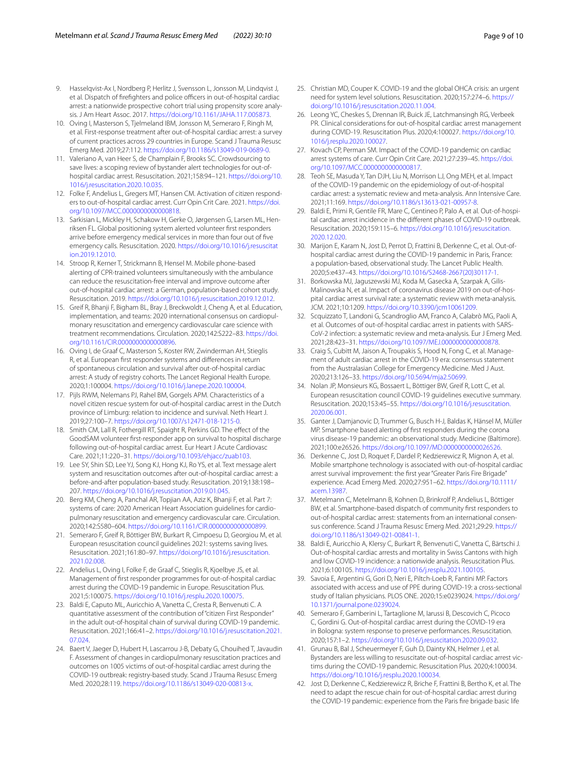9. Hasselqvist-Ax I, Nordberg P, Herlitz J, Svensson L, Jonsson M, Lindqvist J, et al. Dispatch of firefighters and police officers in out-of-hospital cardiac arrest: a nationwide prospective cohort trial using propensity score analysis. J Am Heart Assoc. 2017. https://doi.org/10.1161/JAHA.117.005873.
10. Oving I, Masterson S, Tjelmeland IBM, Jonsson M, Semeraro F, Ringh M, et al. First-response treatment after out-of-hospital cardiac arrest: a survey of current practices across 29 countries in Europe. Scand J Trauma Resusc Emerg Med. 2019;27:112. https://doi.org/10.1186/s13049-019-0689-0.
11. Valeriano A, van Heer S, de Champlain F, Brooks SC. Crowdsourcing to save lives: a scoping review of bystander alert technologies for out-of-hospital cardiac arrest. Resuscitation. 2021;158:94–121. https://doi.org/10.1016/j.resuscitation.2020.10.035.
12. Folke F, Andelius L, Gregers MT, Hansen CM. Activation of citizen responders to out-of-hospital cardiac arrest. Curr Opin Crit Care. 2021. https://doi.org/10.1097/MCC.0000000000000818.
13. Sarkisian L, Mickley H, Schakow H, Gerke O, Jørgensen G, Larsen ML, Henriksen FL. Global positioning system alerted volunteer first responders arrive before emergency medical services in more than four out of five emergency calls. Resuscitation. 2020. https://doi.org/10.1016/j.resuscitation.2019.12.010.
14. Stroop R, Kerner T, Strickmann B, Hensel M. Mobile phone-based alerting of CPR-trained volunteers simultaneously with the ambulance can reduce the resuscitation-free interval and improve outcome after out-of-hospital cardiac arrest: a German, population-based cohort study. Resuscitation. 2019. https://doi.org/10.1016/j.resuscitation.2019.12.012.
15. Greif R, Bhanji F, Bigham BL, Bray J, Breckwoldt J, Cheng A, et al. Education, implementation, and teams: 2020 international consensus on cardiopulmonary resuscitation and emergency cardiovascular care science with treatment recommendations. Circulation. 2020;142:S222–83. https://doi.org/10.1161/CIR.0000000000000896.
16. Oving I, de Graaf C, Masterson S, Koster RW, Zwinderman AH, Stieglis R, et al. European first responder systems and differences in return of spontaneous circulation and survival after out-of-hospital cardiac arrest: A study of registry cohorts. The Lancet Regional Health Europe. 2020;1:100004. https://doi.org/10.1016/j.lanepe.2020.100004.
17. Pijls RWM, Nelemans PJ, Rahel BM, Gorgels APM. Characteristics of a novel citizen rescue system for out-of-hospital cardiac arrest in the Dutch province of Limburg: relation to incidence and survival. Neth Heart J. 2019;27:100–7. https://doi.org/10.1007/s12471-018-1215-0.
18. Smith CM, Lall R, Fothergill RT, Spaight R, Perkins GD. The effect of the GoodSAM volunteer first-responder app on survival to hospital discharge following out-of-hospital cardiac arrest. Eur Heart J Acute Cardiovasc Care. 2021;11:220–31. https://doi.org/10.1093/ehjacc/zuab103.
19. Lee SY, Shin SD, Lee YJ, Song KJ, Hong KJ, Ro YS, et al. Text message alert system and resuscitation outcomes after out-of-hospital cardiac arrest: a before-and-after population-based study. Resuscitation. 2019;138:198–207. https://doi.org/10.1016/j.resuscitation.2019.01.045.
20. Berg KM, Cheng A, Panchal AR, Topjian AA, Aziz K, Bhanji F, et al. Part 7: systems of care: 2020 American Heart Association guidelines for cardiopulmonary resuscitation and emergency cardiovascular care. Circulation. 2020;142:S580–604. https://doi.org/10.1161/CIR.0000000000000899.
21. Semeraro F, Greif R, Böttiger BW, Burkart R, Cimpoesu D, Georgiou M, et al. European resuscitation council guidelines 2021: systems saving lives. Resuscitation. 2021;161:80–97. https://doi.org/10.1016/j.resuscitation.2021.02.008.
22. Andelius L, Oving I, Folke F, de Graaf C, Stieglis R, Kjoelbye JS, et al. Management of first responder programmes for out-of-hospital cardiac arrest during the COVID-19 pandemic in Europe. Resuscitation Plus. 2021;5:100075. https://doi.org/10.1016/j.resplu.2020.100075.
23. Baldi E, Caputo ML, Auricchio A, Vanetta C, Cresta R, Benvenuti C. A quantitative assessment of the contribution of "citizen First Responder" in the adult out-of-hospital chain of survival during COVID-19 pandemic. Resuscitation. 2021;166:41–2. https://doi.org/10.1016/j.resuscitation.2021.07.024.
24. Baert V, Jaeger D, Hubert H, Lascarrou J-B, Debaty G, Chouihed T, Javaudin F. Assessment of changes in cardiopulmonary resuscitation practices and outcomes on 1005 victims of out-of-hospital cardiac arrest during the COVID-19 outbreak: registry-based study. Scand J Trauma Resusc Emerg Med. 2020;28:119. https://doi.org/10.1186/s13049-020-00813-x.
25. Christian MD, Couper K. COVID-19 and the global OHCA crisis: an urgent need for system level solutions. Resuscitation. 2020;157:274–6. https://doi.org/10.1016/j.resuscitation.2020.11.004.
26. Leong YC, Cheskes S, Drennan IR, Buick JE, Latchmansingh RG, Verbeek PR. Clinical considerations for out-of-hospital cardiac arrest management during COVID-19. Resuscitation Plus. 2020;4:100027. https://doi.org/10.1016/j.resplu.2020.100027.
27. Kovach CP, Perman SM. Impact of the COVID-19 pandemic on cardiac arrest systems of care. Curr Opin Crit Care. 2021;27:239–45. https://doi.org/10.1097/MCC.0000000000000817.
28. Teoh SE, Masuda Y, Tan DJH, Liu N, Morrison LJ, Ong MEH, et al. Impact of the COVID-19 pandemic on the epidemiology of out-of-hospital cardiac arrest: a systematic review and meta-analysis. Ann Intensive Care. 2021;11:169. https://doi.org/10.1186/s13613-021-00957-8.
29. Baldi E, Primi R, Gentile FR, Mare C, Centineo P, Palo A, et al. Out-of-hospital cardiac arrest incidence in the different phases of COVID-19 outbreak. Resuscitation. 2020;159:115–6. https://doi.org/10.1016/j.resuscitation.2020.12.020.
30. Marijon E, Karam N, Jost D, Perrot D, Frattini B, Derkenne C, et al. Out-of-hospital cardiac arrest during the COVID-19 pandemic in Paris, France: a population-based, observational study. The Lancet Public Health. 2020;5:e437–43. https://doi.org/10.1016/S2468-2667(20)30117-1.
31. Borkowska MJ, Jaguszewski MJ, Koda M, Gasecka A, Szarpak A, Gilis-Malinowska N, et al. Impact of coronavirus disease 2019 on out-of-hospital cardiac arrest survival rate: a systematic review with meta-analysis. JCM. 2021;10:1209. https://doi.org/10.3390/jcm10061209.
32. Scquizzato T, Landoni G, Scandroglio AM, Franco A, Calabrò MG, Paoli A, et al. Outcomes of out-of-hospital cardiac arrest in patients with SARS-CoV-2 infection: a systematic review and meta-analysis. Eur J Emerg Med. 2021;28:423–31. https://doi.org/10.1097/MEJ.0000000000000878.
33. Craig S, Cubitt M, Jaison A, Troupakis S, Hood N, Fong C, et al. Management of adult cardiac arrest in the COVID-19 era: consensus statement from the Australasian College for Emergency Medicine. Med J Aust. 2020;213:126–33. https://doi.org/10.5694/mja2.50699.
34. Nolan JP, Monsieurs KG, Bossaert L, Böttiger BW, Greif R, Lott C, et al. European resuscitation council COVID-19 guidelines executive summary. Resuscitation. 2020;153:45–55. https://doi.org/10.1016/j.resuscitation.2020.06.001.
35. Ganter J, Damjanovic D, Trummer G, Busch H-J, Baldas K, Hänsel M, Müller MP. Smartphone based alerting of first responders during the corona virus disease-19 pandemic: an observational study. Medicine (Baltimore). 2021;100:e26526. https://doi.org/10.1097/MD.0000000000026526.
36. Derkenne C, Jost D, Roquet F, Dardel P, Kedzierewicz R, Mignon A, et al. Mobile smartphone technology is associated with out-of-hospital cardiac arrest survival improvement: the first year "Greater Paris Fire Brigade" experience. Acad Emerg Med. 2020;27:951–62. https://doi.org/10.1111/acem.13987.
37. Metelmann C, Metelmann B, Kohnen D, Brinkrolf P, Andelius L, Böttiger BW, et al. Smartphone-based dispatch of community first responders to out-of-hospital cardiac arrest: statements from an international consensus conference. Scand J Trauma Resusc Emerg Med. 2021;29:29. https://doi.org/10.1186/s13049-021-00841-1.
38. Baldi E, Auricchio A, Klersy C, Burkart R, Benvenuti C, Vanetta C, Bärtschi J. Out-of-hospital cardiac arrests and mortality in Swiss Cantons with high and low COVID-19 incidence: a nationwide analysis. Resuscitation Plus. 2021;6:100105. https://doi.org/10.1016/j.resplu.2021.100105.
39. Savoia E, Argentini G, Gori D, Neri E, Piltch-Loeb R, Fantini MP. Factors associated with access and use of PPE during COVID-19: a cross-sectional study of Italian physicians. PLOS ONE. 2020;15:e0239024. https://doi.org/10.1371/journal.pone.0239024.
40. Semeraro F, Gamberini L, Tartaglione M, Iarussi B, Descovich C, Picoco C, Gordini G. Out-of-hospital cardiac arrest during the COVID-19 era in Bologna: system response to preserve performances. Resuscitation. 2020;157:1–2. https://doi.org/10.1016/j.resuscitation.2020.09.032.
41. Grunau B, Bal J, Scheuermeyer F, Guh D, Dainty KN, Helmer J, et al. Bystanders are less willing to resuscitate out-of-hospital cardiac arrest victims during the COVID-19 pandemic. Resuscitation Plus. 2020;4:100034. https://doi.org/10.1016/j.resplu.2020.100034.
42. Jost D, Derkenne C, Kedzierewicz R, Briche F, Frattini B, Bertho K, et al. The need to adapt the rescue chain for out-of-hospital cardiac arrest during the COVID-19 pandemic: experience from the Paris fire brigade basic life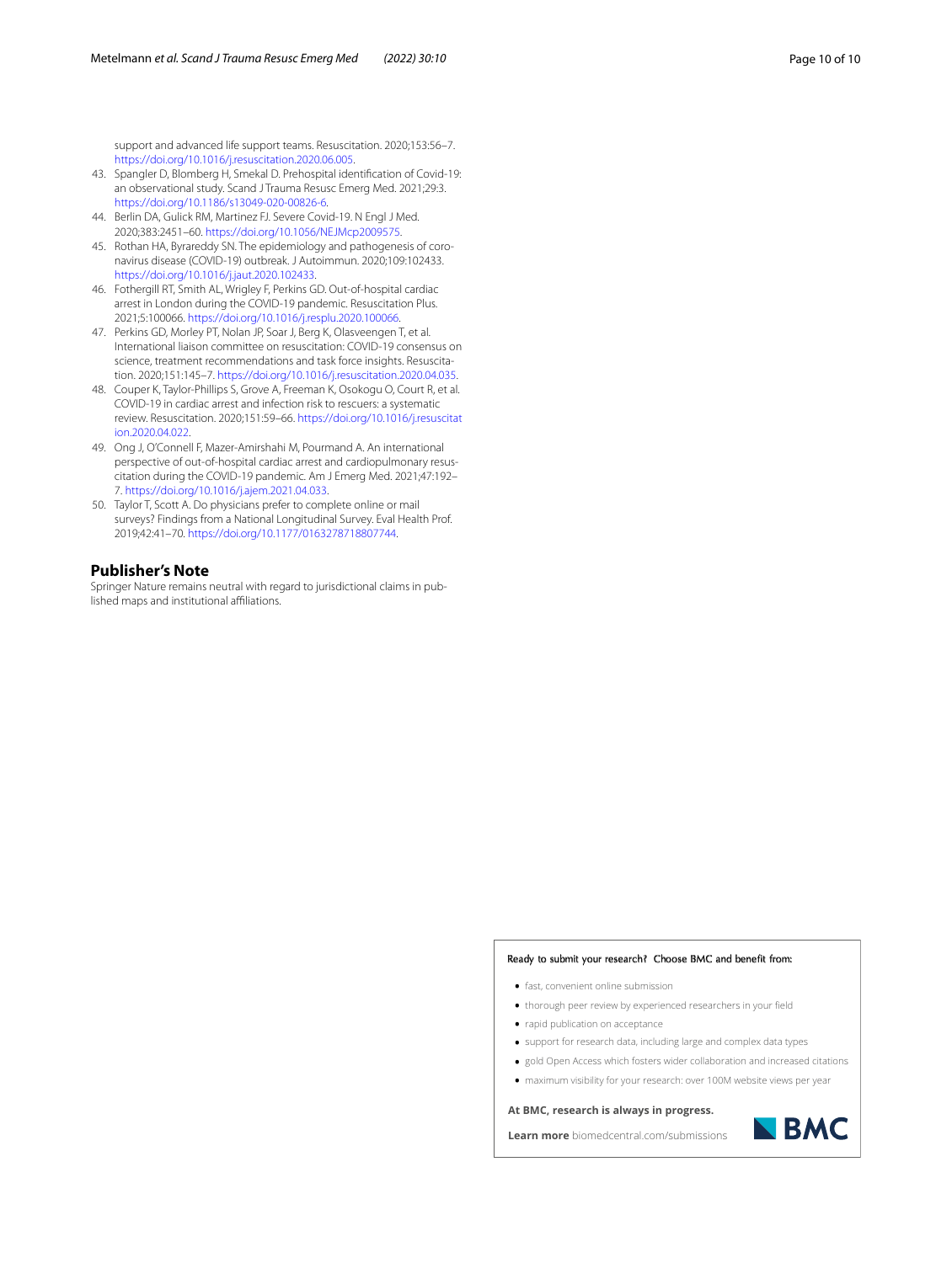support and advanced life support teams. Resuscitation. 2020;153:56–7. https://doi.org/10.1016/j.resuscitation.2020.06.005.

43. Spangler D, Blomberg H, Smekal D. Prehospital identification of Covid-19: an observational study. Scand J Trauma Resusc Emerg Med. 2021;29:3. https://doi.org/10.1186/s13049-020-00826-6.
44. Berlin DA, Gulick RM, Martinez FJ. Severe Covid-19. N Engl J Med. 2020;383:2451–60. https://doi.org/10.1056/NEJMcp2009575.
45. Rothan HA, Byrareddy SN. The epidemiology and pathogenesis of coronavirus disease (COVID-19) outbreak. J Autoimmun. 2020;109:102433. https://doi.org/10.1016/j.jaut.2020.102433.
46. Fothergill RT, Smith AL, Wrigley F, Perkins GD. Out-of-hospital cardiac arrest in London during the COVID-19 pandemic. Resuscitation Plus. 2021;5:100066. https://doi.org/10.1016/j.resplu.2020.100066.
47. Perkins GD, Morley PT, Nolan JP, Soar J, Berg K, Olasveengen T, et al. International liaison committee on resuscitation: COVID-19 consensus on science, treatment recommendations and task force insights. Resuscitation. 2020;151:145–7. https://doi.org/10.1016/j.resuscitation.2020.04.035.
48. Couper K, Taylor-Phillips S, Grove A, Freeman K, Osokogu O, Court R, et al. COVID-19 in cardiac arrest and infection risk to rescuers: a systematic review. Resuscitation. 2020;151:59–66. https://doi.org/10.1016/j.resuscitation.2020.04.022.
49. Ong J, O'Connell F, Mazer-Amirshahi M, Pourmand A. An international perspective of out-of-hospital cardiac arrest and cardiopulmonary resuscitation during the COVID-19 pandemic. Am J Emerg Med. 2021;47:192–7. https://doi.org/10.1016/j.ajem.2021.04.033.
50. Taylor T, Scott A. Do physicians prefer to complete online or mail surveys? Findings from a National Longitudinal Survey. Eval Health Prof. 2019;42:41–70. https://doi.org/10.1177/0163278718807744.

## Publisher's Note

Springer Nature remains neutral with regard to jurisdictional claims in published maps and institutional affiliations.

Ready to submit your research? Choose BMC and benefit from:

- fast, convenient online submission
- thorough peer review by experienced researchers in your field
- rapid publication on acceptance
- support for research data, including large and complex data types
- gold Open Access which fosters wider collaboration and increased citations
- maximum visibility for your research: over 100M website views per year

**At BMC, research is always in progress.**

**Learn more** biomedcentral.com/submissions

BMC